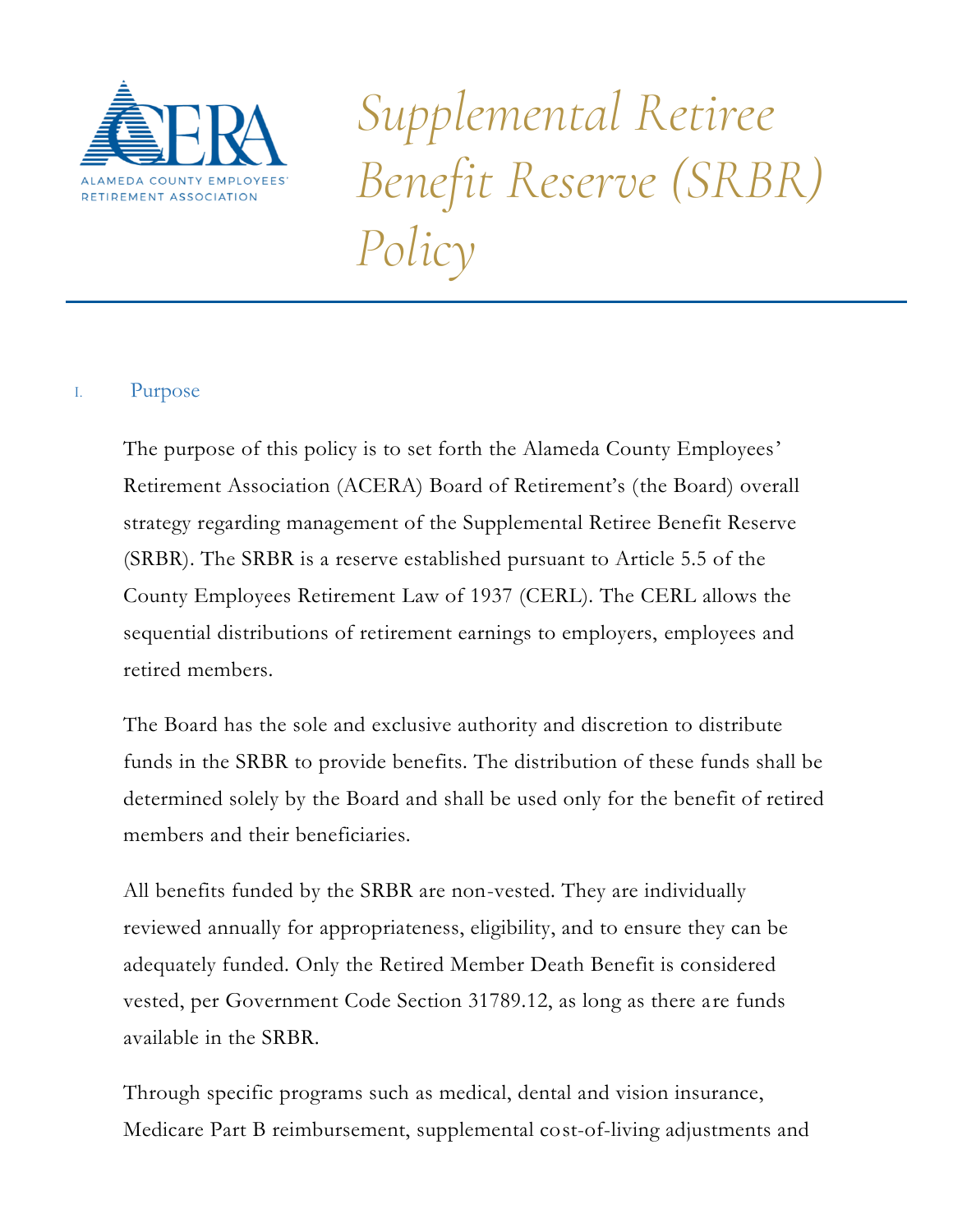# Supplemental Retiree Benefit Reserve (SRBR) Policy

## I. Purpose

The purpose of this policy is to set forth the Alameda County Employees' Retirement Association (ACERA) Board of Retirement's (the Board) overall strategy regarding management of the Supplemental Retiree Benefit Reserve (SRBR). The SRBR is a reserve established pursuant to Article 5.5 of the County Employees Retirement Law of 1937 (CERL). The CERL allows the sequential distributions of retirement earnings to employers, employees and retired members.

The Board has the sole and exclusive authority and discretion to distribute funds in the SRBR to provide benefits. The distribution of these funds shall be determined solely by the Board and shall be used only for the benefit of retired members and their beneficiaries.

All benefits funded by the SRBR are non-vested. They are individually reviewed annually for appropriateness, eligibility, and to ensure they can be adequately funded. Only the Retired Member Death Benefit is considered vested, per Government Code Section 31789.12, as long as there are funds available in the SRBR.

Through specific programs such as medical, dental and vision insurance, Medicare Part B reimbursement, supplemental cost-of-living adjustments and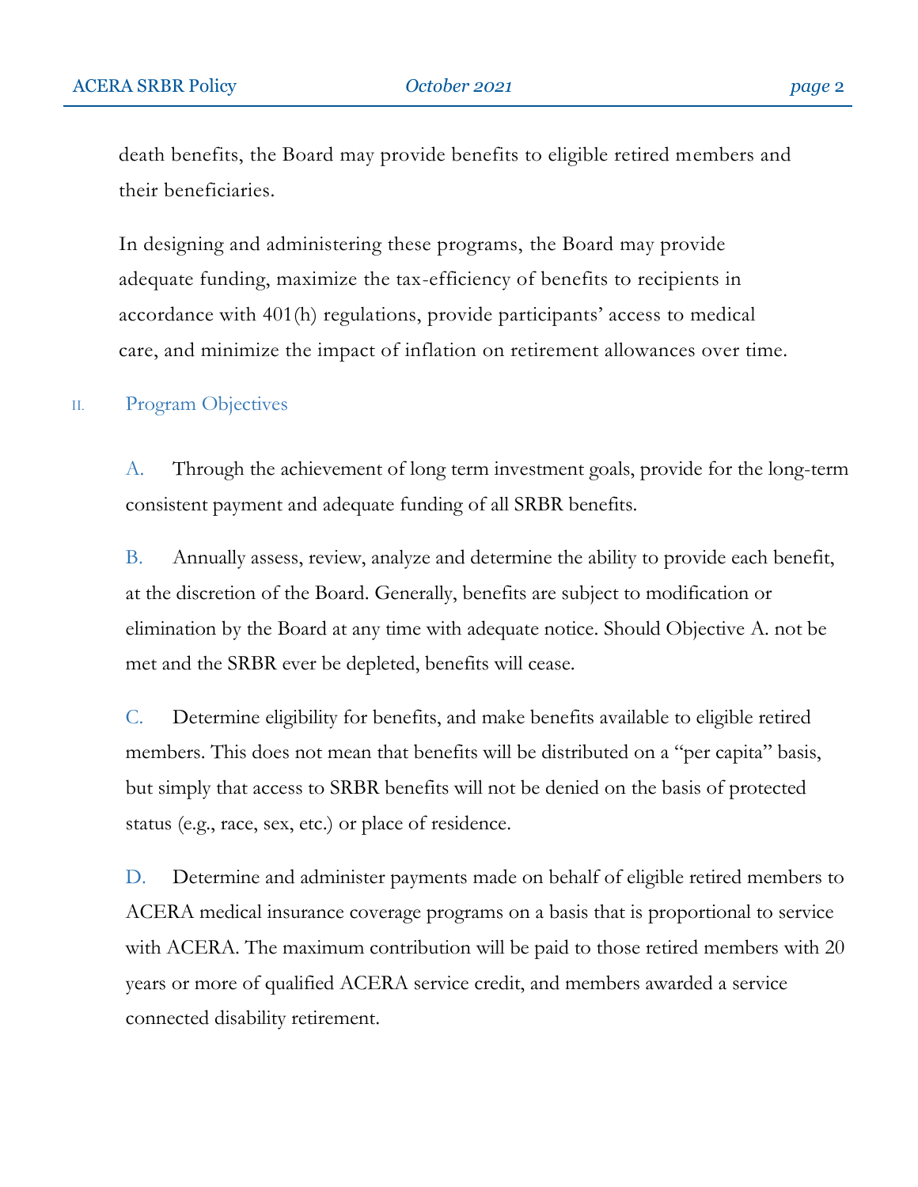death benefits, the Board may provide benefits to eligible retired members and their beneficiaries.

In designing and administering these programs, the Board may provide adequate funding, maximize the tax-efficiency of benefits to recipients in accordance with 401(h) regulations, provide participants' access to medical care, and minimize the impact of inflation on retirement allowances over time.

## II. Program Objectives

A. Through the achievement of long term investment goals, provide for the long-term consistent payment and adequate funding of all SRBR benefits.

B. Annually assess, review, analyze and determine the ability to provide each benefit, at the discretion of the Board. Generally, benefits are subject to modification or elimination by the Board at any time with adequate notice. Should Objective A. not be met and the SRBR ever be depleted, benefits will cease.

C. Determine eligibility for benefits, and make benefits available to eligible retired members. This does not mean that benefits will be distributed on a "per capita" basis, but simply that access to SRBR benefits will not be denied on the basis of protected status (e.g., race, sex, etc.) or place of residence.

D. Determine and administer payments made on behalf of eligible retired members to ACERA medical insurance coverage programs on a basis that is proportional to service with ACERA. The maximum contribution will be paid to those retired members with 20 years or more of qualified ACERA service credit, and members awarded a service connected disability retirement.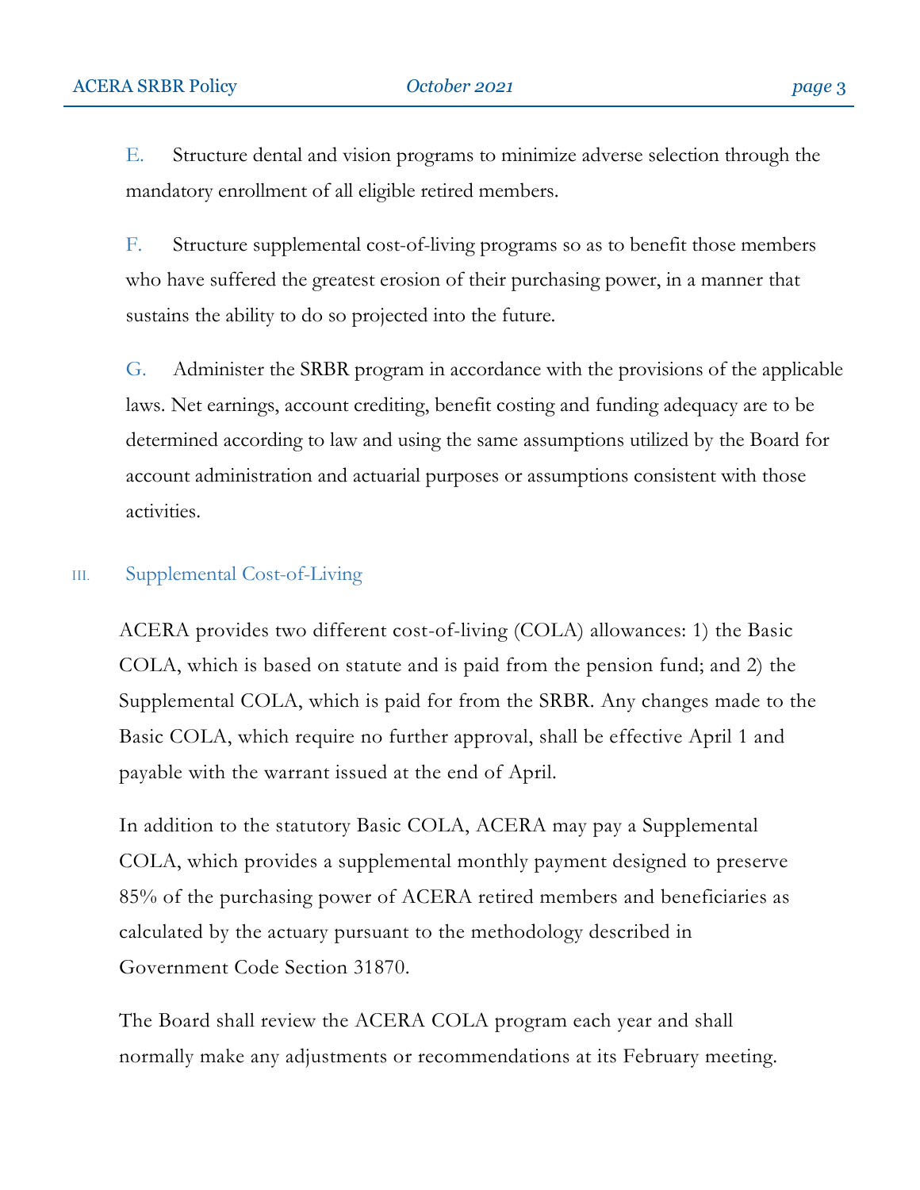E. Structure dental and vision programs to minimize adverse selection through the mandatory enrollment of all eligible retired members.

F. Structure supplemental cost-of-living programs so as to benefit those members who have suffered the greatest erosion of their purchasing power, in a manner that sustains the ability to do so projected into the future.

G. Administer the SRBR program in accordance with the provisions of the applicable laws. Net earnings, account crediting, benefit costing and funding adequacy are to be determined according to law and using the same assumptions utilized by the Board for account administration and actuarial purposes or assumptions consistent with those activities.

## III. Supplemental Cost-of-Living

ACERA provides two different cost-of-living (COLA) allowances: 1) the Basic COLA, which is based on statute and is paid from the pension fund; and 2) the Supplemental COLA, which is paid for from the SRBR. Any changes made to the Basic COLA, which require no further approval, shall be effective April 1 and payable with the warrant issued at the end of April.

In addition to the statutory Basic COLA, ACERA may pay a Supplemental COLA, which provides a supplemental monthly payment designed to preserve 85% of the purchasing power of ACERA retired members and beneficiaries as calculated by the actuary pursuant to the methodology described in Government Code Section 31870.

The Board shall review the ACERA COLA program each year and shall normally make any adjustments or recommendations at its February meeting.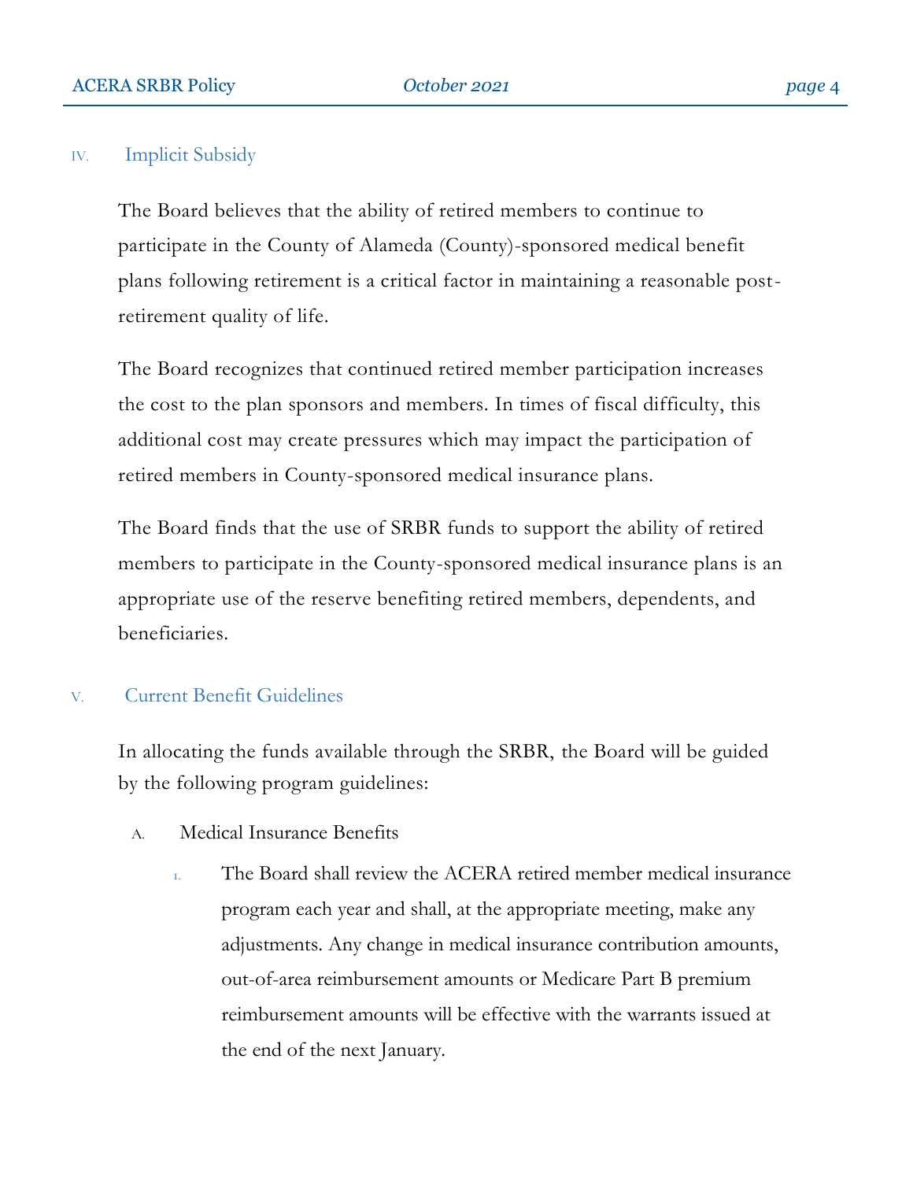## IV. Implicit Subsidy

The Board believes that the ability of retired members to continue to participate in the County of Alameda (County)-sponsored medical benefit plans following retirement is a critical factor in maintaining a reasonable post-retirement quality of life.

The Board recognizes that continued retired member participation increases the cost to the plan sponsors and members. In times of fiscal difficulty, this additional cost may create pressures which may impact the participation of retired members in County-sponsored medical insurance plans.

The Board finds that the use of SRBR funds to support the ability of retired members to participate in the County-sponsored medical insurance plans is an appropriate use of the reserve benefiting retired members, dependents, and beneficiaries.

## V. Current Benefit Guidelines

In allocating the funds available through the SRBR, the Board will be guided by the following program guidelines:

A. Medical Insurance Benefits

1. The Board shall review the ACERA retired member medical insurance program each year and shall, at the appropriate meeting, make any adjustments. Any change in medical insurance contribution amounts, out-of-area reimbursement amounts or Medicare Part B premium reimbursement amounts will be effective with the warrants issued at the end of the next January.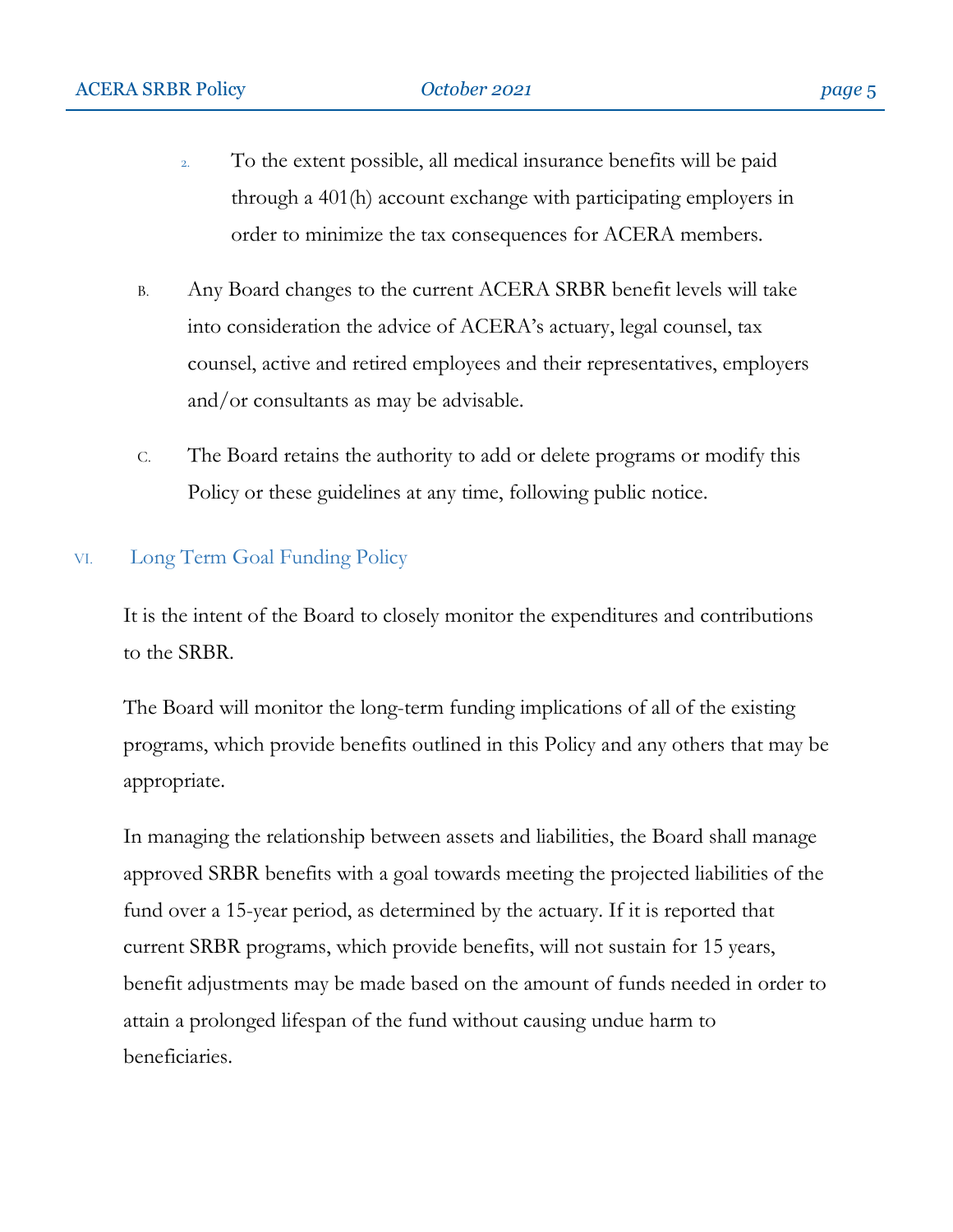2. To the extent possible, all medical insurance benefits will be paid through a 401(h) account exchange with participating employers in order to minimize the tax consequences for ACERA members.

B. Any Board changes to the current ACERA SRBR benefit levels will take into consideration the advice of ACERA's actuary, legal counsel, tax counsel, active and retired employees and their representatives, employers and/or consultants as may be advisable.

C. The Board retains the authority to add or delete programs or modify this Policy or these guidelines at any time, following public notice.

## VI. Long Term Goal Funding Policy

It is the intent of the Board to closely monitor the expenditures and contributions to the SRBR.

The Board will monitor the long-term funding implications of all of the existing programs, which provide benefits outlined in this Policy and any others that may be appropriate.

In managing the relationship between assets and liabilities, the Board shall manage approved SRBR benefits with a goal towards meeting the projected liabilities of the fund over a 15-year period, as determined by the actuary. If it is reported that current SRBR programs, which provide benefits, will not sustain for 15 years, benefit adjustments may be made based on the amount of funds needed in order to attain a prolonged lifespan of the fund without causing undue harm to beneficiaries.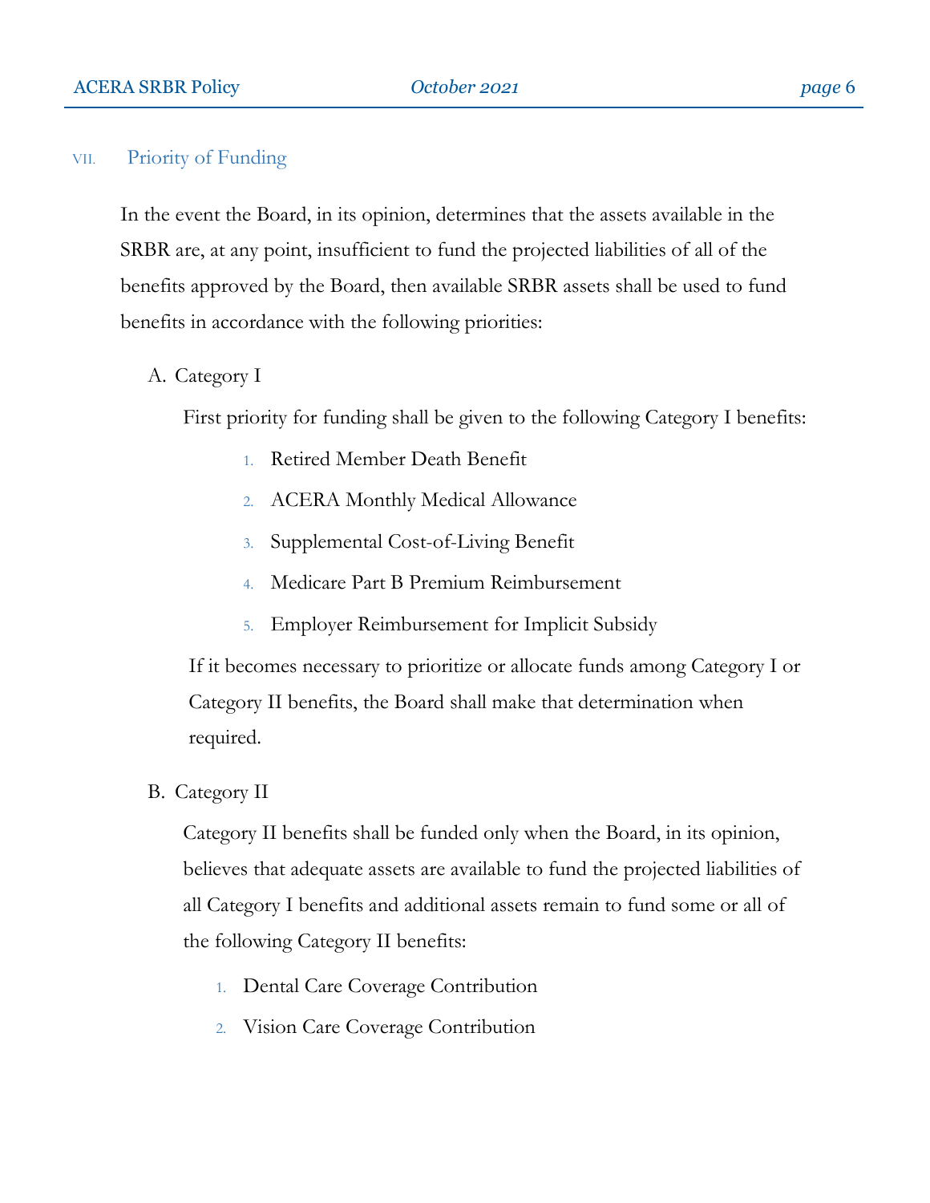## VII. Priority of Funding

In the event the Board, in its opinion, determines that the assets available in the SRBR are, at any point, insufficient to fund the projected liabilities of all of the benefits approved by the Board, then available SRBR assets shall be used to fund benefits in accordance with the following priorities:

### A. Category I

First priority for funding shall be given to the following Category I benefits:

1. Retired Member Death Benefit
2. ACERA Monthly Medical Allowance
3. Supplemental Cost-of-Living Benefit
4. Medicare Part B Premium Reimbursement
5. Employer Reimbursement for Implicit Subsidy

If it becomes necessary to prioritize or allocate funds among Category I or Category II benefits, the Board shall make that determination when required.

### B. Category II

Category II benefits shall be funded only when the Board, in its opinion, believes that adequate assets are available to fund the projected liabilities of all Category I benefits and additional assets remain to fund some or all of the following Category II benefits:

1. Dental Care Coverage Contribution
2. Vision Care Coverage Contribution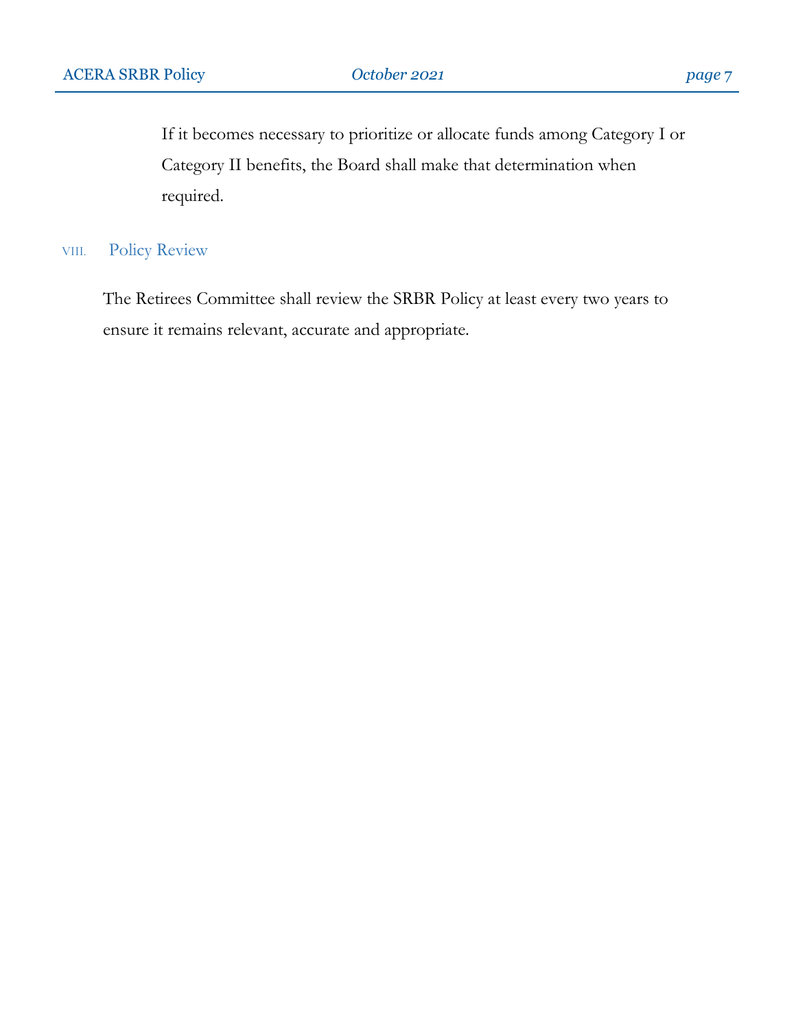If it becomes necessary to prioritize or allocate funds among Category I or Category II benefits, the Board shall make that determination when required.

## VIII. Policy Review

The Retirees Committee shall review the SRBR Policy at least every two years to ensure it remains relevant, accurate and appropriate.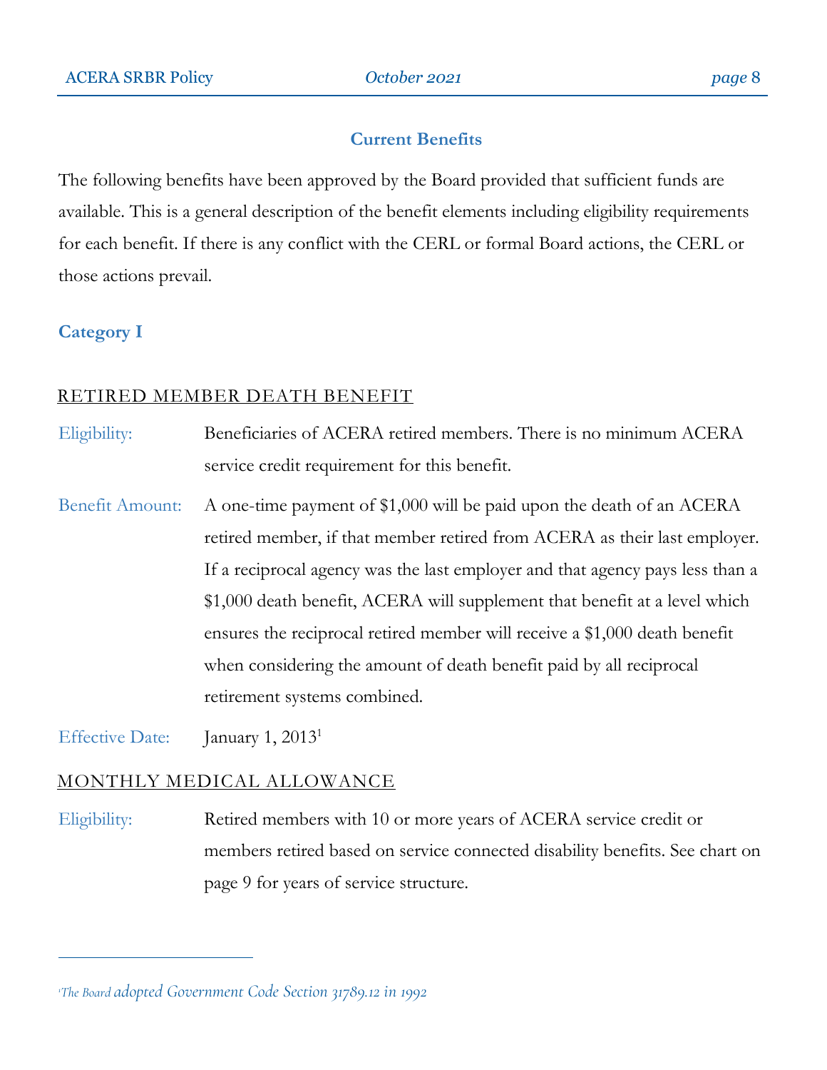## Current Benefits

The following benefits have been approved by the Board provided that sufficient funds are available. This is a general description of the benefit elements including eligibility requirements for each benefit. If there is any conflict with the CERL or formal Board actions, the CERL or those actions prevail.

### Category I

#### RETIRED MEMBER DEATH BENEFIT

**Eligibility:** Beneficiaries of ACERA retired members. There is no minimum ACERA service credit requirement for this benefit.

**Benefit Amount:** A one-time payment of $1,000 will be paid upon the death of an ACERA retired member, if that member retired from ACERA as their last employer. If a reciprocal agency was the last employer and that agency pays less than a $1,000 death benefit, ACERA will supplement that benefit at a level which ensures the reciprocal retired member will receive a $1,000 death benefit when considering the amount of death benefit paid by all reciprocal retirement systems combined.

**Effective Date:** January 1, 2013[1]

#### MONTHLY MEDICAL ALLOWANCE

**Eligibility:** Retired members with 10 or more years of ACERA service credit or members retired based on service connected disability benefits. See chart on page 9 for years of service structure.

---

[1] *The Board adopted Government Code Section 31789.12 in 1992*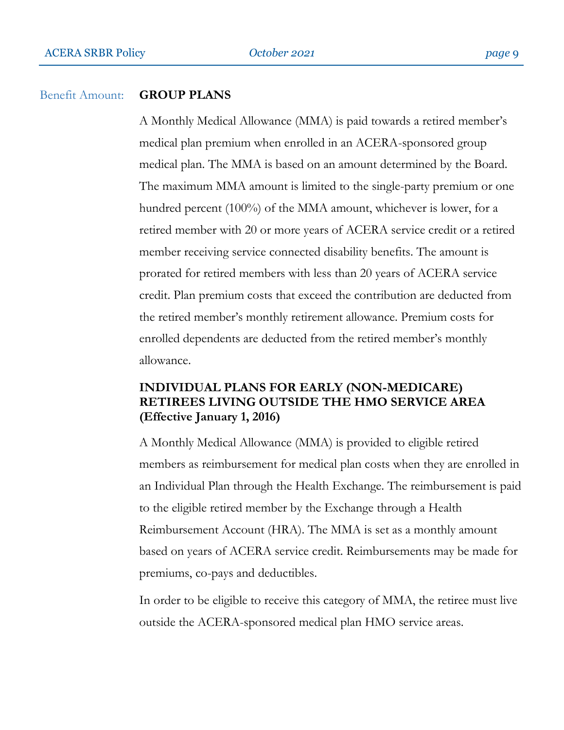Benefit Amount: **GROUP PLANS**

A Monthly Medical Allowance (MMA) is paid towards a retired member's medical plan premium when enrolled in an ACERA-sponsored group medical plan. The MMA is based on an amount determined by the Board. The maximum MMA amount is limited to the single-party premium or one hundred percent (100%) of the MMA amount, whichever is lower, for a retired member with 20 or more years of ACERA service credit or a retired member receiving service connected disability benefits. The amount is prorated for retired members with less than 20 years of ACERA service credit. Plan premium costs that exceed the contribution are deducted from the retired member's monthly retirement allowance. Premium costs for enrolled dependents are deducted from the retired member's monthly allowance.

**INDIVIDUAL PLANS FOR EARLY (NON-MEDICARE) RETIREES LIVING OUTSIDE THE HMO SERVICE AREA (Effective January 1, 2016)**

A Monthly Medical Allowance (MMA) is provided to eligible retired members as reimbursement for medical plan costs when they are enrolled in an Individual Plan through the Health Exchange. The reimbursement is paid to the eligible retired member by the Exchange through a Health Reimbursement Account (HRA). The MMA is set as a monthly amount based on years of ACERA service credit. Reimbursements may be made for premiums, co-pays and deductibles.

In order to be eligible to receive this category of MMA, the retiree must live outside the ACERA-sponsored medical plan HMO service areas.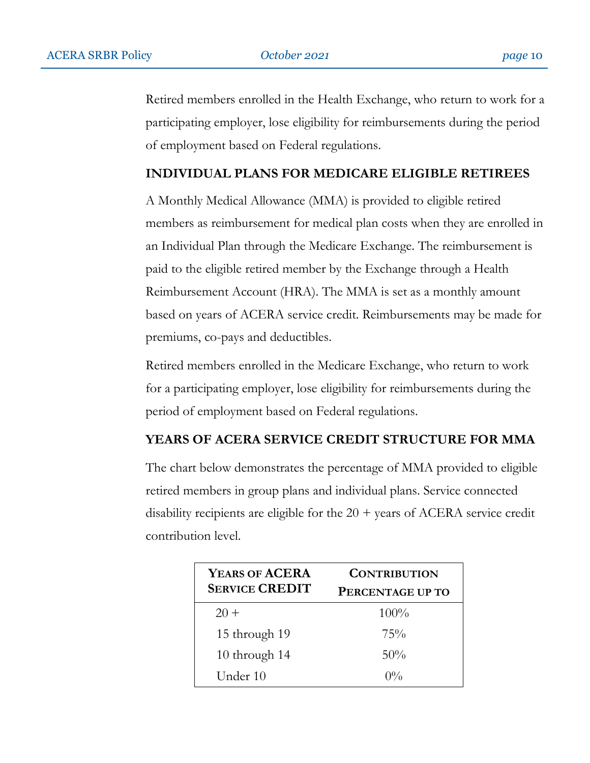Retired members enrolled in the Health Exchange, who return to work for a participating employer, lose eligibility for reimbursements during the period of employment based on Federal regulations.

## INDIVIDUAL PLANS FOR MEDICARE ELIGIBLE RETIREES

A Monthly Medical Allowance (MMA) is provided to eligible retired members as reimbursement for medical plan costs when they are enrolled in an Individual Plan through the Medicare Exchange. The reimbursement is paid to the eligible retired member by the Exchange through a Health Reimbursement Account (HRA). The MMA is set as a monthly amount based on years of ACERA service credit. Reimbursements may be made for premiums, co-pays and deductibles.

Retired members enrolled in the Medicare Exchange, who return to work for a participating employer, lose eligibility for reimbursements during the period of employment based on Federal regulations.

## YEARS OF ACERA SERVICE CREDIT STRUCTURE FOR MMA

The chart below demonstrates the percentage of MMA provided to eligible retired members in group plans and individual plans. Service connected disability recipients are eligible for the 20 + years of ACERA service credit contribution level.

| Years of ACERA Service Credit | Contribution Percentage up to |
|---|---|
| 20 + | 100% |
| 15 through 19 | 75% |
| 10 through 14 | 50% |
| Under 10 | 0% |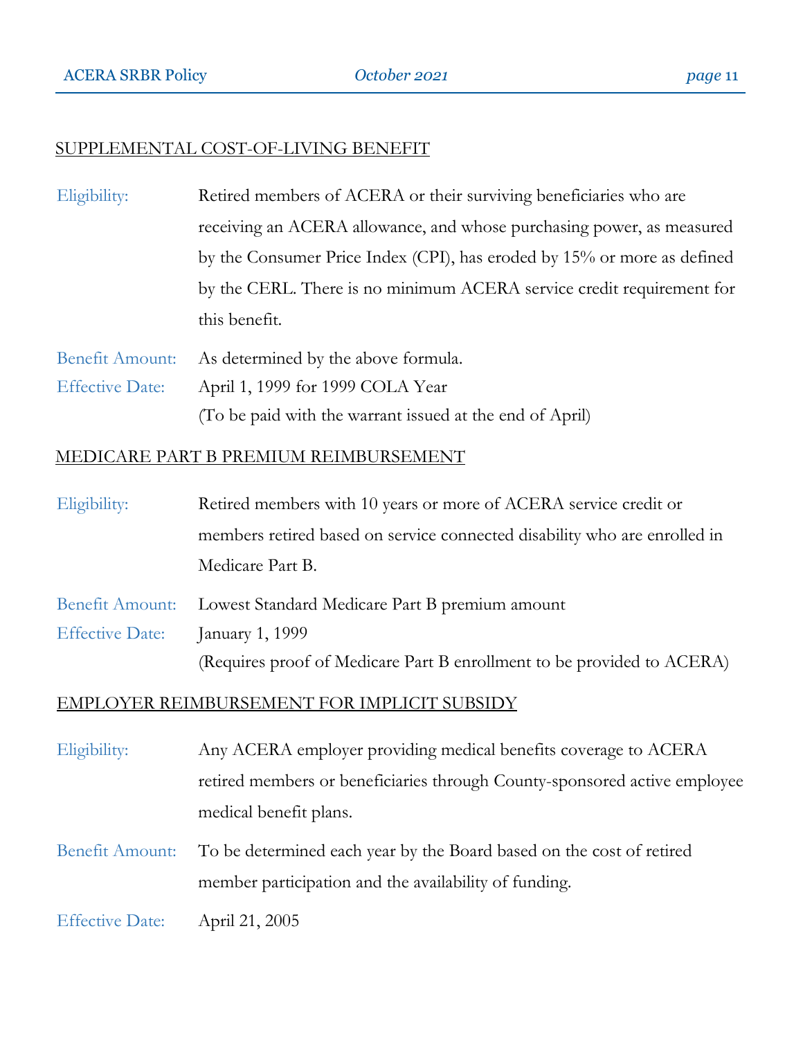<u>SUPPLEMENTAL COST-OF-LIVING BENEFIT</u>

Eligibility: Retired members of ACERA or their surviving beneficiaries who are receiving an ACERA allowance, and whose purchasing power, as measured by the Consumer Price Index (CPI), has eroded by 15% or more as defined by the CERL. There is no minimum ACERA service credit requirement for this benefit.

Benefit Amount: As determined by the above formula.

Effective Date: April 1, 1999 for 1999 COLA Year
(To be paid with the warrant issued at the end of April)

<u>MEDICARE PART B PREMIUM REIMBURSEMENT</u>

Eligibility: Retired members with 10 years or more of ACERA service credit or members retired based on service connected disability who are enrolled in Medicare Part B.

Benefit Amount: Lowest Standard Medicare Part B premium amount

Effective Date: January 1, 1999
(Requires proof of Medicare Part B enrollment to be provided to ACERA)

<u>EMPLOYER REIMBURSEMENT FOR IMPLICIT SUBSIDY</u>

Eligibility: Any ACERA employer providing medical benefits coverage to ACERA retired members or beneficiaries through County-sponsored active employee medical benefit plans.

Benefit Amount: To be determined each year by the Board based on the cost of retired member participation and the availability of funding.

Effective Date: April 21, 2005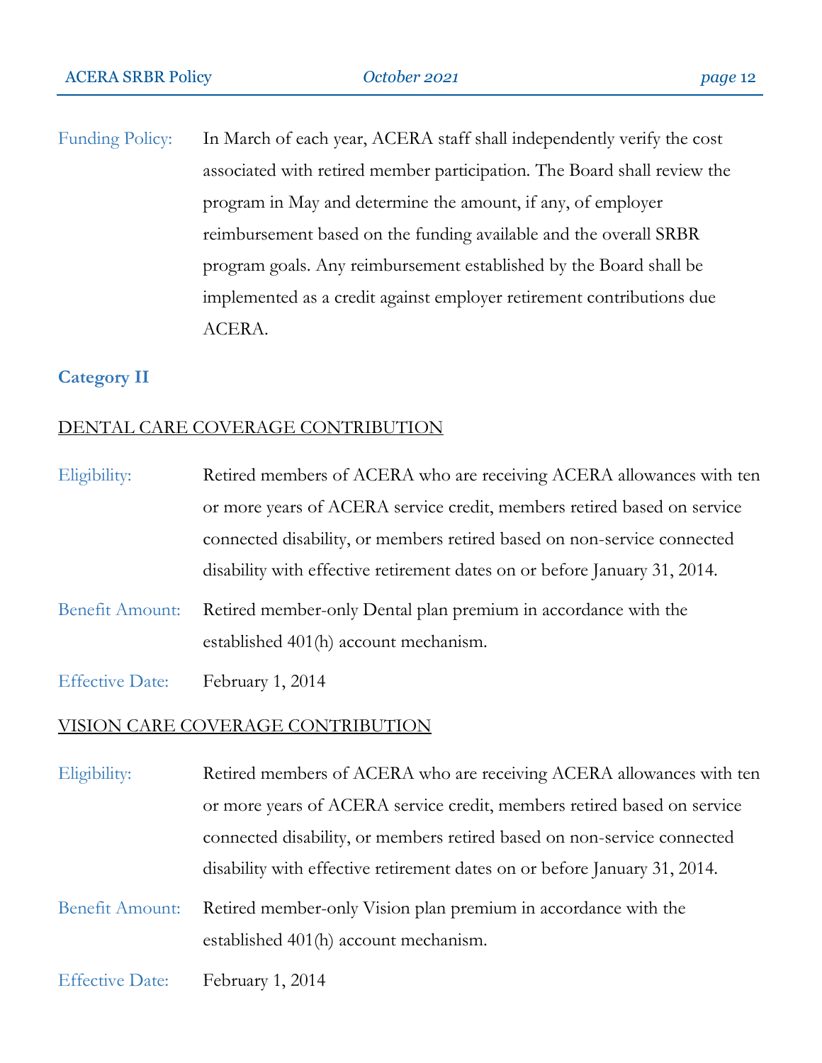Funding Policy: In March of each year, ACERA staff shall independently verify the cost associated with retired member participation. The Board shall review the program in May and determine the amount, if any, of employer reimbursement based on the funding available and the overall SRBR program goals. Any reimbursement established by the Board shall be implemented as a credit against employer retirement contributions due ACERA.

### Category II

#### DENTAL CARE COVERAGE CONTRIBUTION

Eligibility: Retired members of ACERA who are receiving ACERA allowances with ten or more years of ACERA service credit, members retired based on service connected disability, or members retired based on non-service connected disability with effective retirement dates on or before January 31, 2014.

Benefit Amount: Retired member-only Dental plan premium in accordance with the established 401(h) account mechanism.

Effective Date: February 1, 2014

#### VISION CARE COVERAGE CONTRIBUTION

Eligibility: Retired members of ACERA who are receiving ACERA allowances with ten or more years of ACERA service credit, members retired based on service connected disability, or members retired based on non-service connected disability with effective retirement dates on or before January 31, 2014.

Benefit Amount: Retired member-only Vision plan premium in accordance with the established 401(h) account mechanism.

Effective Date: February 1, 2014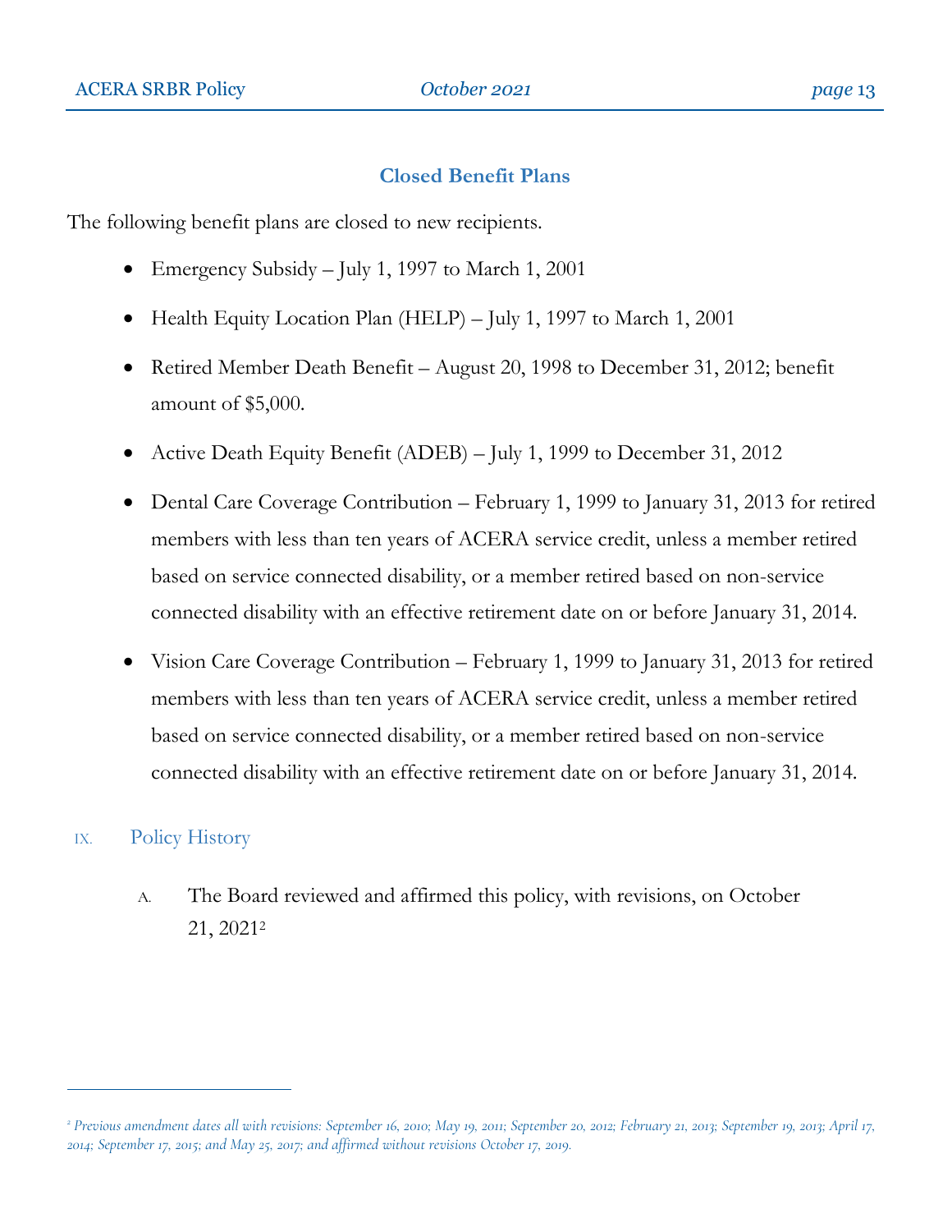### Closed Benefit Plans

The following benefit plans are closed to new recipients.

- Emergency Subsidy – July 1, 1997 to March 1, 2001
- Health Equity Location Plan (HELP) – July 1, 1997 to March 1, 2001
- Retired Member Death Benefit – August 20, 1998 to December 31, 2012; benefit amount of $5,000.
- Active Death Equity Benefit (ADEB) – July 1, 1999 to December 31, 2012
- Dental Care Coverage Contribution – February 1, 1999 to January 31, 2013 for retired members with less than ten years of ACERA service credit, unless a member retired based on service connected disability, or a member retired based on non-service connected disability with an effective retirement date on or before January 31, 2014.
- Vision Care Coverage Contribution – February 1, 1999 to January 31, 2013 for retired members with less than ten years of ACERA service credit, unless a member retired based on service connected disability, or a member retired based on non-service connected disability with an effective retirement date on or before January 31, 2014.

## IX. Policy History

A. The Board reviewed and affirmed this policy, with revisions, on October 21, 2021[2]

---

[2] *Previous amendment dates all with revisions: September 16, 2010; May 19, 2011; September 20, 2012; February 21, 2013; September 19, 2013; April 17, 2014; September 17, 2015; and May 25, 2017; and affirmed without revisions October 17, 2019.*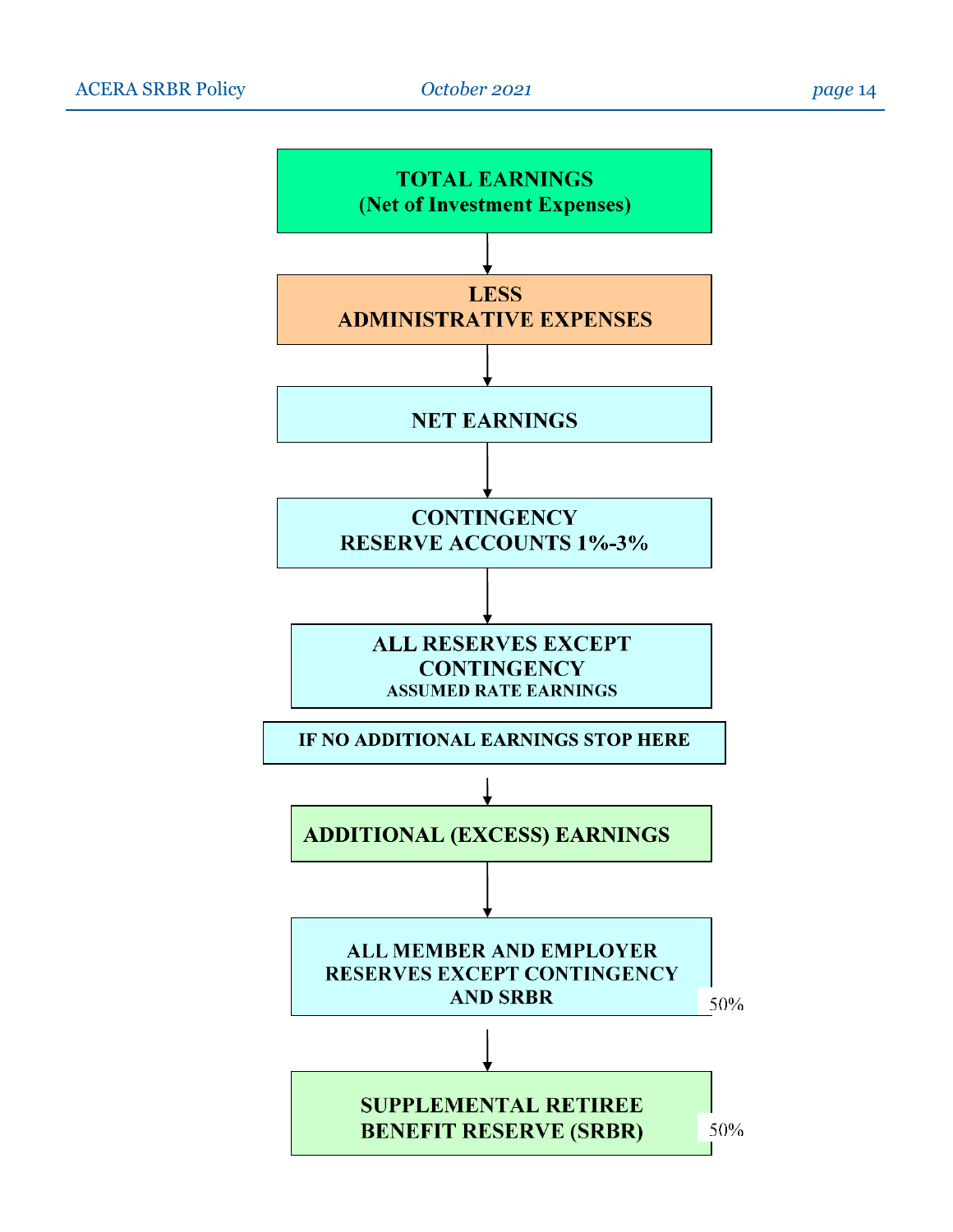**TOTAL EARNINGS**
**(Net of Investment Expenses)**

**LESS**
**ADMINISTRATIVE EXPENSES**

**NET EARNINGS**

**CONTINGENCY**
**RESERVE ACCOUNTS 1%-3%**

**ALL RESERVES EXCEPT**
**CONTINGENCY**
**ASSUMED RATE EARNINGS**

**IF NO ADDITIONAL EARNINGS STOP HERE**

**ADDITIONAL (EXCESS) EARNINGS**

**ALL MEMBER AND EMPLOYER**
**RESERVES EXCEPT CONTINGENCY**
**AND SRBR**

50%

**SUPPLEMENTAL RETIREE**
**BENEFIT RESERVE (SRBR)**

50%